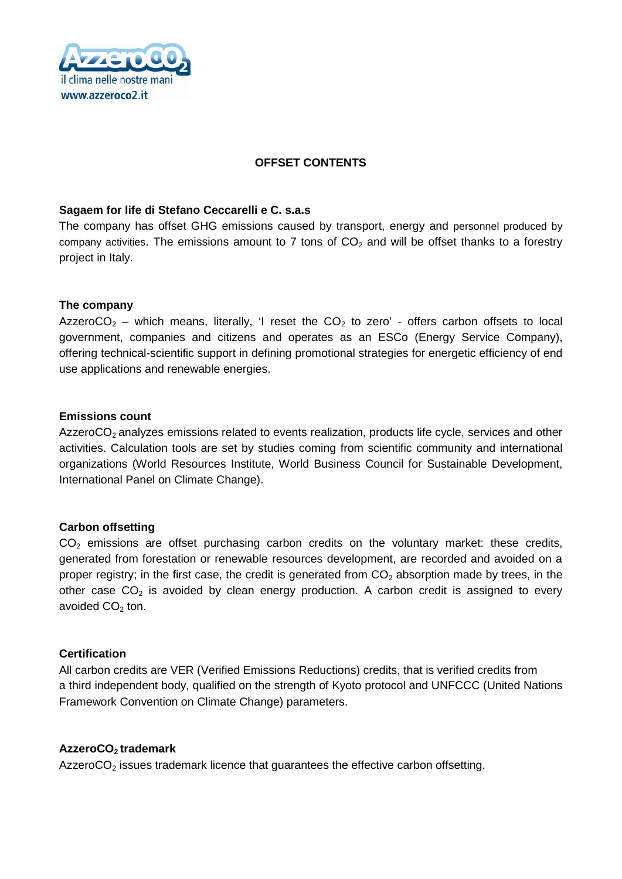il clima nelle nostre mani
www.azzeroco2.it

# OFFSET CONTENTS

**Sagaem for life di Stefano Ceccarelli e C. s.a.s**

The company has offset GHG emissions caused by transport, energy and personnel produced by company activities. The emissions amount to 7 tons of $CO_2$ and will be offset thanks to a forestry project in Italy.

**The company**

Azzero$CO_2$ – which means, literally, 'I reset the $CO_2$ to zero' - offers carbon offsets to local government, companies and citizens and operates as an ESCo (Energy Service Company), offering technical-scientific support in defining promotional strategies for energetic efficiency of end use applications and renewable energies.

**Emissions count**

Azzero$CO_2$ analyzes emissions related to events realization, products life cycle, services and other activities. Calculation tools are set by studies coming from scientific community and international organizations (World Resources Institute, World Business Council for Sustainable Development, International Panel on Climate Change).

**Carbon offsetting**

$CO_2$ emissions are offset purchasing carbon credits on the voluntary market: these credits, generated from forestation or renewable resources development, are recorded and avoided on a proper registry; in the first case, the credit is generated from $CO_2$ absorption made by trees, in the other case $CO_2$ is avoided by clean energy production. A carbon credit is assigned to every avoided $CO_2$ ton.

**Certification**

All carbon credits are VER (Verified Emissions Reductions) credits, that is verified credits from a third independent body, qualified on the strength of Kyoto protocol and UNFCCC (United Nations Framework Convention on Climate Change) parameters.

**Azzero$CO_2$ trademark**

Azzero$CO_2$ issues trademark licence that guarantees the effective carbon offsetting.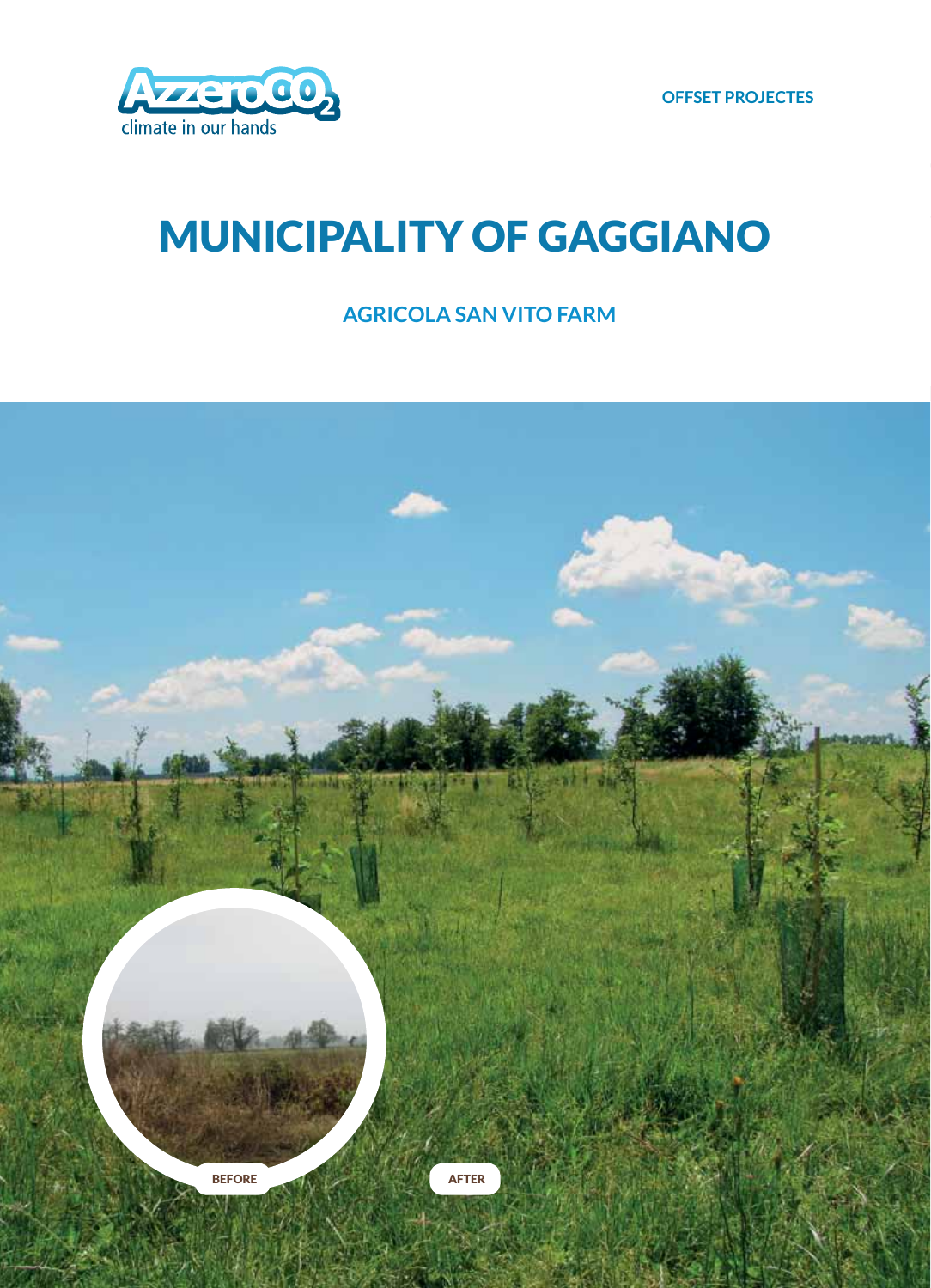OFFSET PROJECTES

# MUNICIPALITY OF GAGGIANO

## AGRICOLA SAN VITO FARM

BEFORE

AFTER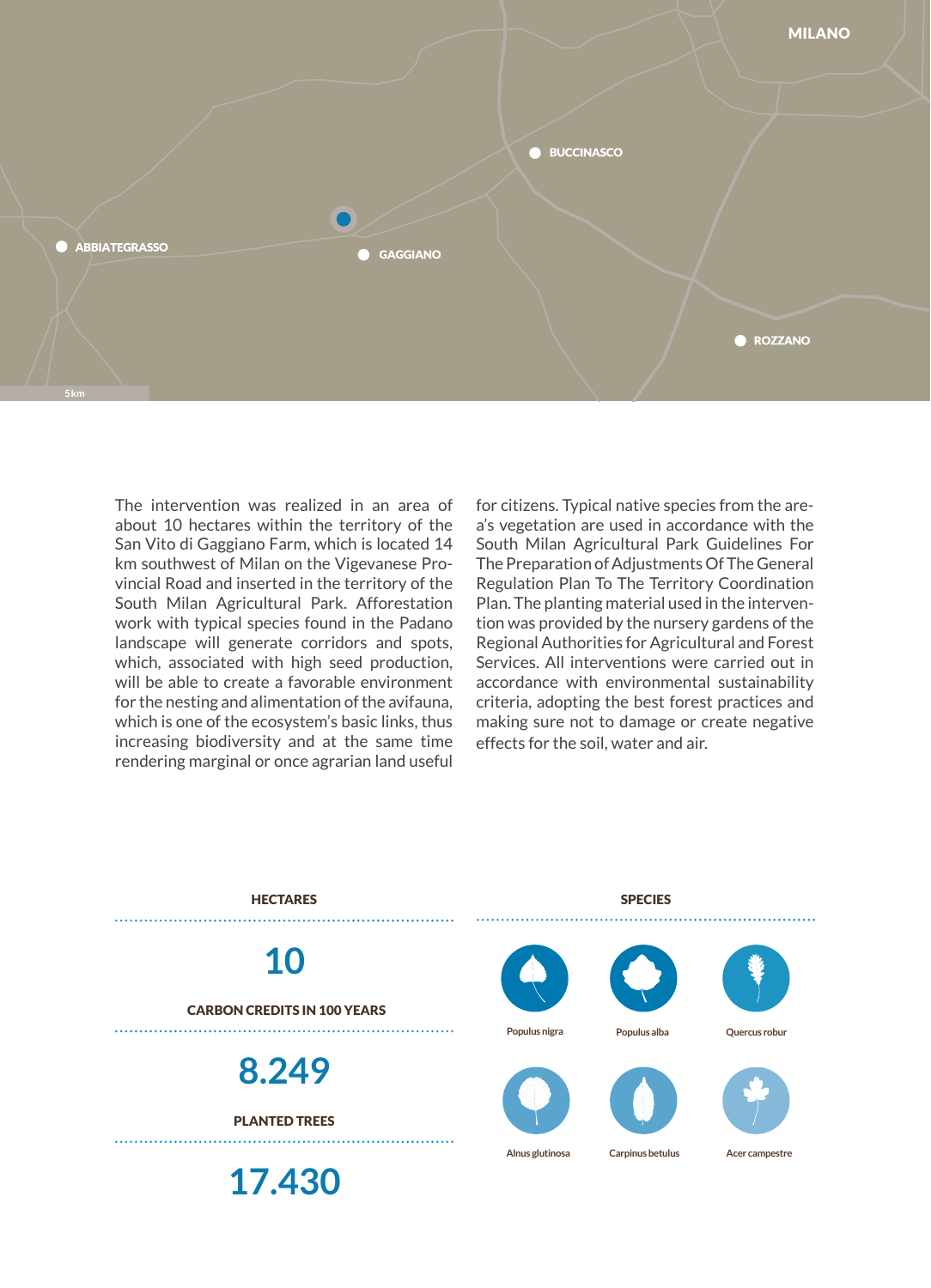MILANO

BUCCINASCO

ABBIATEGRASSO

GAGGIANO

ROZZANO

5km

The intervention was realized in an area of about 10 hectares within the territory of the San Vito di Gaggiano Farm, which is located 14 km southwest of Milan on the Vigevanese Provincial Road and inserted in the territory of the South Milan Agricultural Park. Afforestation work with typical species found in the Padano landscape will generate corridors and spots, which, associated with high seed production, will be able to create a favorable environment for the nesting and alimentation of the avifauna, which is one of the ecosystem's basic links, thus increasing biodiversity and at the same time rendering marginal or once agrarian land useful for citizens. Typical native species from the area's vegetation are used in accordance with the South Milan Agricultural Park Guidelines For The Preparation of Adjustments Of The General Regulation Plan To The Territory Coordination Plan. The planting material used in the intervention was provided by the nursery gardens of the Regional Authorities for Agricultural and Forest Services. All interventions were carried out in accordance with environmental sustainability criteria, adopting the best forest practices and making sure not to damage or create negative effects for the soil, water and air.

**HECTARES**

**10**

**CARBON CREDITS IN 100 YEARS**

**8.249**

**PLANTED TREES**

**17.430**

**SPECIES**

- Populus nigra
- Populus alba
- Quercus robur
- Alnus glutinosa
- Carpinus betulus
- Acer campestre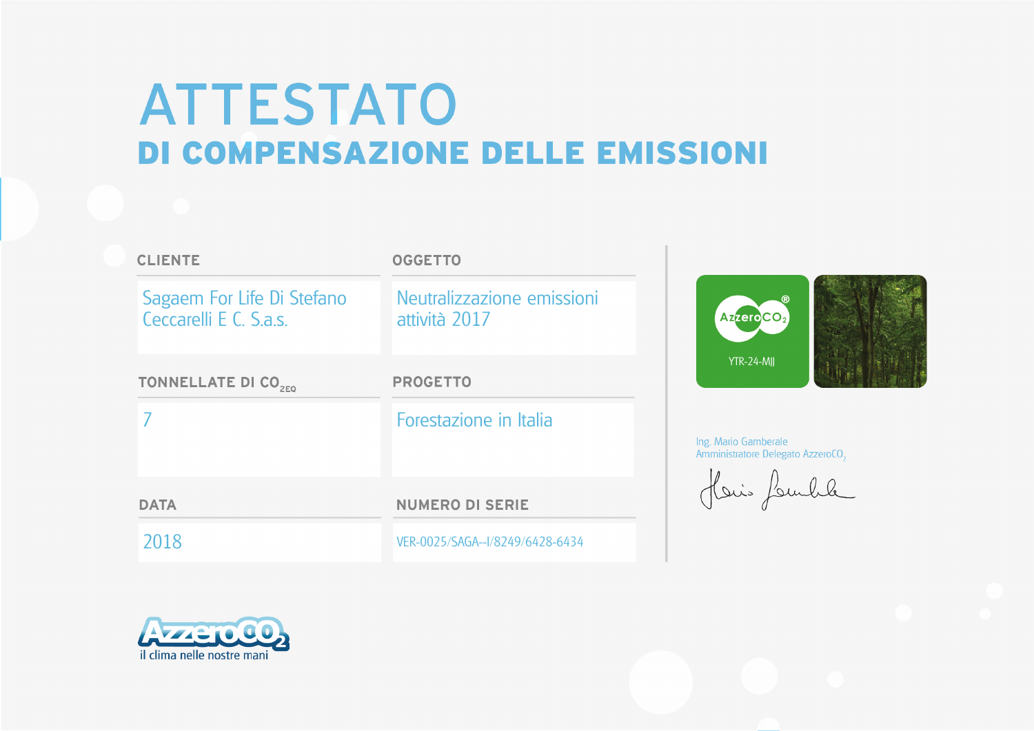# ATTESTATO

## DI COMPENSAZIONE DELLE EMISSIONI

**CLIENTE**

Sagaem For Life Di Stefano Ceccarelli E C. S.a.s.

**OGGETTO**

Neutralizzazione emissioni attività 2017

**TONNELLATE DI $CO_{2EQ}$**

7

**PROGETTO**

Forestazione in Italia

**DATA**

2018

**NUMERO DI SERIE**

VER-0025/SAGA--I/8249/6428-6434

AzzeroCO2®

YTR-24-MJJ

Ing. Mario Gamberale
Amministratore Delegato AzzeroCO2

AzzeroCO2
il clima nelle nostre mani